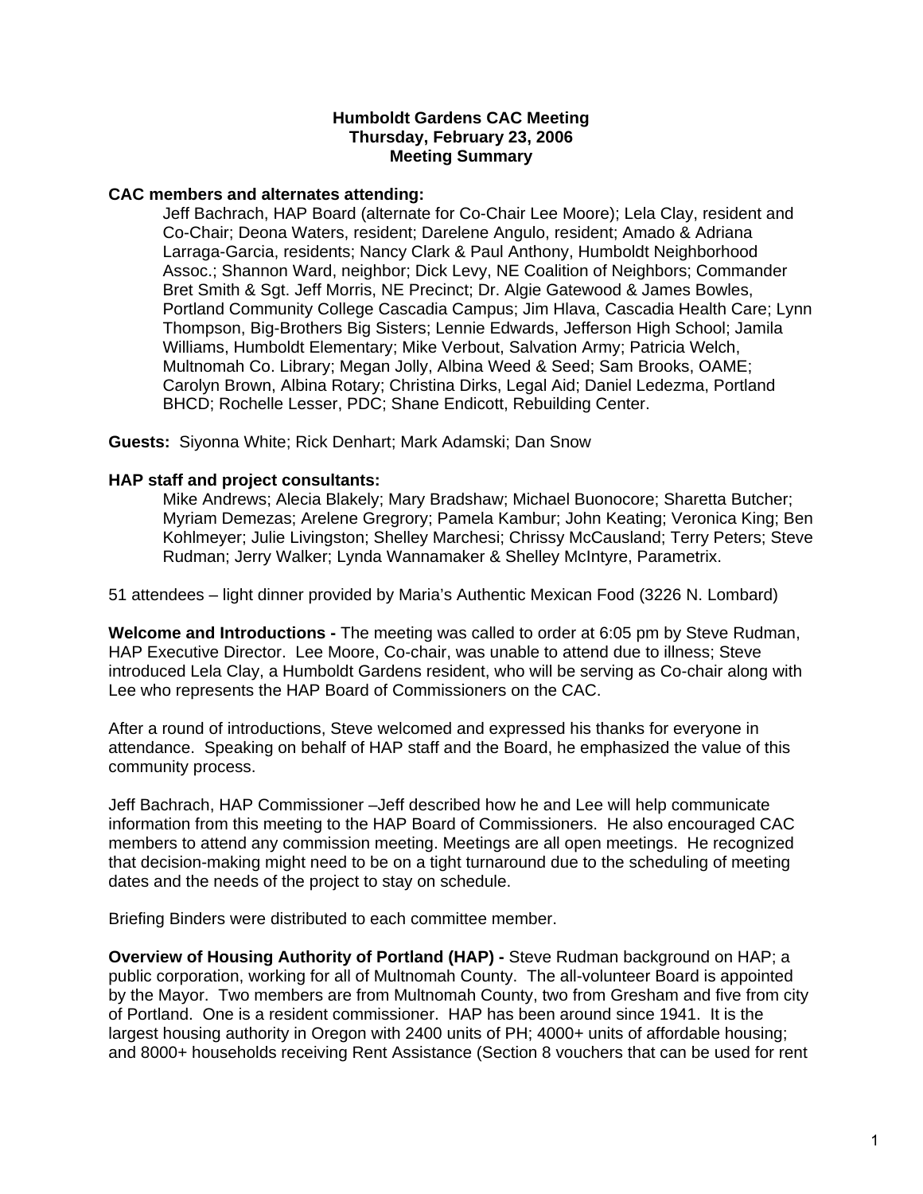# Humboldt Gardens CAC Meeting
## Thursday, February 23, 2006
## Meeting Summary

**CAC members and alternates attending:**

Jeff Bachrach, HAP Board (alternate for Co-Chair Lee Moore); Lela Clay, resident and Co-Chair; Deona Waters, resident; Darelene Angulo, resident; Amado & Adriana Larraga-Garcia, residents; Nancy Clark & Paul Anthony, Humboldt Neighborhood Assoc.; Shannon Ward, neighbor; Dick Levy, NE Coalition of Neighbors; Commander Bret Smith & Sgt. Jeff Morris, NE Precinct; Dr. Algie Gatewood & James Bowles, Portland Community College Cascadia Campus; Jim Hlava, Cascadia Health Care; Lynn Thompson, Big-Brothers Big Sisters; Lennie Edwards, Jefferson High School; Jamila Williams, Humboldt Elementary; Mike Verbout, Salvation Army; Patricia Welch, Multnomah Co. Library; Megan Jolly, Albina Weed & Seed; Sam Brooks, OAME; Carolyn Brown, Albina Rotary; Christina Dirks, Legal Aid; Daniel Ledezma, Portland BHCD; Rochelle Lesser, PDC; Shane Endicott, Rebuilding Center.

**Guests:** Siyonna White; Rick Denhart; Mark Adamski; Dan Snow

**HAP staff and project consultants:**

Mike Andrews; Alecia Blakely; Mary Bradshaw; Michael Buonocore; Sharetta Butcher; Myriam Demezas; Arelene Gregrory; Pamela Kambur; John Keating; Veronica King; Ben Kohlmeyer; Julie Livingston; Shelley Marchesi; Chrissy McCausland; Terry Peters; Steve Rudman; Jerry Walker; Lynda Wannamaker & Shelley McIntyre, Parametrix.

51 attendees – light dinner provided by Maria's Authentic Mexican Food (3226 N. Lombard)

**Welcome and Introductions -** The meeting was called to order at 6:05 pm by Steve Rudman, HAP Executive Director. Lee Moore, Co-chair, was unable to attend due to illness; Steve introduced Lela Clay, a Humboldt Gardens resident, who will be serving as Co-chair along with Lee who represents the HAP Board of Commissioners on the CAC.

After a round of introductions, Steve welcomed and expressed his thanks for everyone in attendance. Speaking on behalf of HAP staff and the Board, he emphasized the value of this community process.

Jeff Bachrach, HAP Commissioner –Jeff described how he and Lee will help communicate information from this meeting to the HAP Board of Commissioners. He also encouraged CAC members to attend any commission meeting. Meetings are all open meetings. He recognized that decision-making might need to be on a tight turnaround due to the scheduling of meeting dates and the needs of the project to stay on schedule.

Briefing Binders were distributed to each committee member.

**Overview of Housing Authority of Portland (HAP) -** Steve Rudman background on HAP; a public corporation, working for all of Multnomah County. The all-volunteer Board is appointed by the Mayor. Two members are from Multnomah County, two from Gresham and five from city of Portland. One is a resident commissioner. HAP has been around since 1941. It is the largest housing authority in Oregon with 2400 units of PH; 4000+ units of affordable housing; and 8000+ households receiving Rent Assistance (Section 8 vouchers that can be used for rent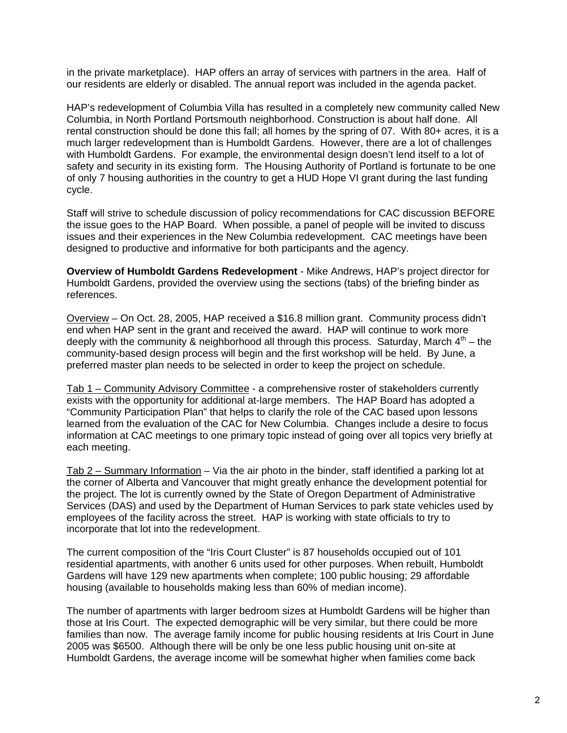in the private marketplace). HAP offers an array of services with partners in the area. Half of our residents are elderly or disabled. The annual report was included in the agenda packet.

HAP's redevelopment of Columbia Villa has resulted in a completely new community called New Columbia, in North Portland Portsmouth neighborhood. Construction is about half done. All rental construction should be done this fall; all homes by the spring of 07. With 80+ acres, it is a much larger redevelopment than is Humboldt Gardens. However, there are a lot of challenges with Humboldt Gardens. For example, the environmental design doesn't lend itself to a lot of safety and security in its existing form. The Housing Authority of Portland is fortunate to be one of only 7 housing authorities in the country to get a HUD Hope VI grant during the last funding cycle.

Staff will strive to schedule discussion of policy recommendations for CAC discussion BEFORE the issue goes to the HAP Board. When possible, a panel of people will be invited to discuss issues and their experiences in the New Columbia redevelopment. CAC meetings have been designed to productive and informative for both participants and the agency.

**Overview of Humboldt Gardens Redevelopment** - Mike Andrews, HAP's project director for Humboldt Gardens, provided the overview using the sections (tabs) of the briefing binder as references.

<u>Overview</u> – On Oct. 28, 2005, HAP received a $16.8 million grant. Community process didn't end when HAP sent in the grant and received the award. HAP will continue to work more deeply with the community & neighborhood all through this process. Saturday, March 4th – the community-based design process will begin and the first workshop will be held. By June, a preferred master plan needs to be selected in order to keep the project on schedule.

<u>Tab 1 – Community Advisory Committee</u> - a comprehensive roster of stakeholders currently exists with the opportunity for additional at-large members. The HAP Board has adopted a "Community Participation Plan" that helps to clarify the role of the CAC based upon lessons learned from the evaluation of the CAC for New Columbia. Changes include a desire to focus information at CAC meetings to one primary topic instead of going over all topics very briefly at each meeting.

<u>Tab 2 – Summary Information</u> – Via the air photo in the binder, staff identified a parking lot at the corner of Alberta and Vancouver that might greatly enhance the development potential for the project. The lot is currently owned by the State of Oregon Department of Administrative Services (DAS) and used by the Department of Human Services to park state vehicles used by employees of the facility across the street. HAP is working with state officials to try to incorporate that lot into the redevelopment.

The current composition of the "Iris Court Cluster" is 87 households occupied out of 101 residential apartments, with another 6 units used for other purposes. When rebuilt, Humboldt Gardens will have 129 new apartments when complete; 100 public housing; 29 affordable housing (available to households making less than 60% of median income).

The number of apartments with larger bedroom sizes at Humboldt Gardens will be higher than those at Iris Court. The expected demographic will be very similar, but there could be more families than now. The average family income for public housing residents at Iris Court in June 2005 was $6500. Although there will be only be one less public housing unit on-site at Humboldt Gardens, the average income will be somewhat higher when families come back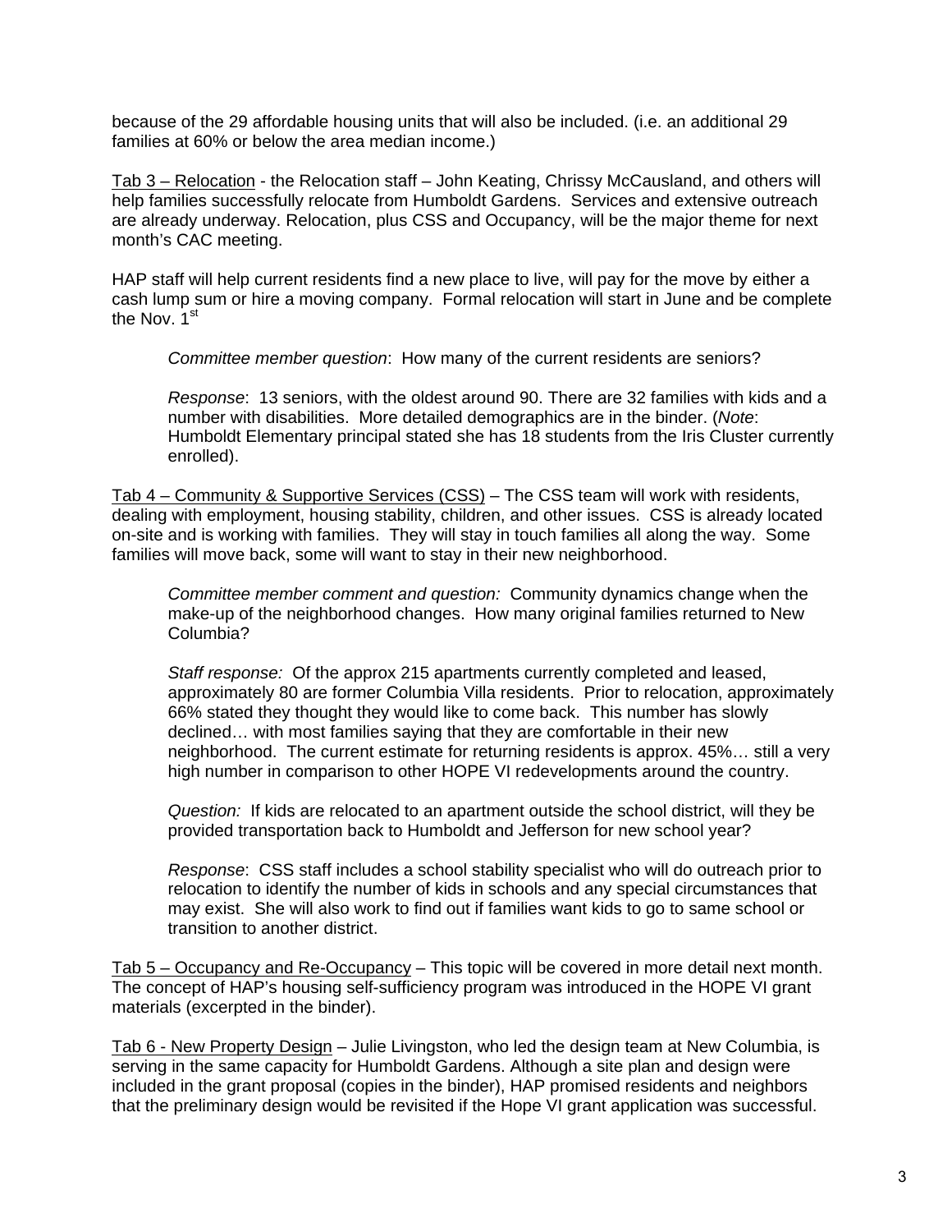because of the 29 affordable housing units that will also be included. (i.e. an additional 29 families at 60% or below the area median income.)

<u>Tab 3 – Relocation</u> - the Relocation staff – John Keating, Chrissy McCausland, and others will help families successfully relocate from Humboldt Gardens. Services and extensive outreach are already underway. Relocation, plus CSS and Occupancy, will be the major theme for next month's CAC meeting.

HAP staff will help current residents find a new place to live, will pay for the move by either a cash lump sum or hire a moving company. Formal relocation will start in June and be complete the Nov. 1st

> *Committee member question*: How many of the current residents are seniors?
>
> *Response*: 13 seniors, with the oldest around 90. There are 32 families with kids and a number with disabilities. More detailed demographics are in the binder. (*Note*: Humboldt Elementary principal stated she has 18 students from the Iris Cluster currently enrolled).

<u>Tab 4 – Community & Supportive Services (CSS)</u> – The CSS team will work with residents, dealing with employment, housing stability, children, and other issues. CSS is already located on-site and is working with families. They will stay in touch families all along the way. Some families will move back, some will want to stay in their new neighborhood.

> *Committee member comment and question:* Community dynamics change when the make-up of the neighborhood changes. How many original families returned to New Columbia?
>
> *Staff response:* Of the approx 215 apartments currently completed and leased, approximately 80 are former Columbia Villa residents. Prior to relocation, approximately 66% stated they thought they would like to come back. This number has slowly declined… with most families saying that they are comfortable in their new neighborhood. The current estimate for returning residents is approx. 45%… still a very high number in comparison to other HOPE VI redevelopments around the country.
>
> *Question:* If kids are relocated to an apartment outside the school district, will they be provided transportation back to Humboldt and Jefferson for new school year?
>
> *Response*: CSS staff includes a school stability specialist who will do outreach prior to relocation to identify the number of kids in schools and any special circumstances that may exist. She will also work to find out if families want kids to go to same school or transition to another district.

<u>Tab 5 – Occupancy and Re-Occupancy</u> – This topic will be covered in more detail next month. The concept of HAP's housing self-sufficiency program was introduced in the HOPE VI grant materials (excerpted in the binder).

<u>Tab 6 - New Property Design</u> – Julie Livingston, who led the design team at New Columbia, is serving in the same capacity for Humboldt Gardens. Although a site plan and design were included in the grant proposal (copies in the binder), HAP promised residents and neighbors that the preliminary design would be revisited if the Hope VI grant application was successful.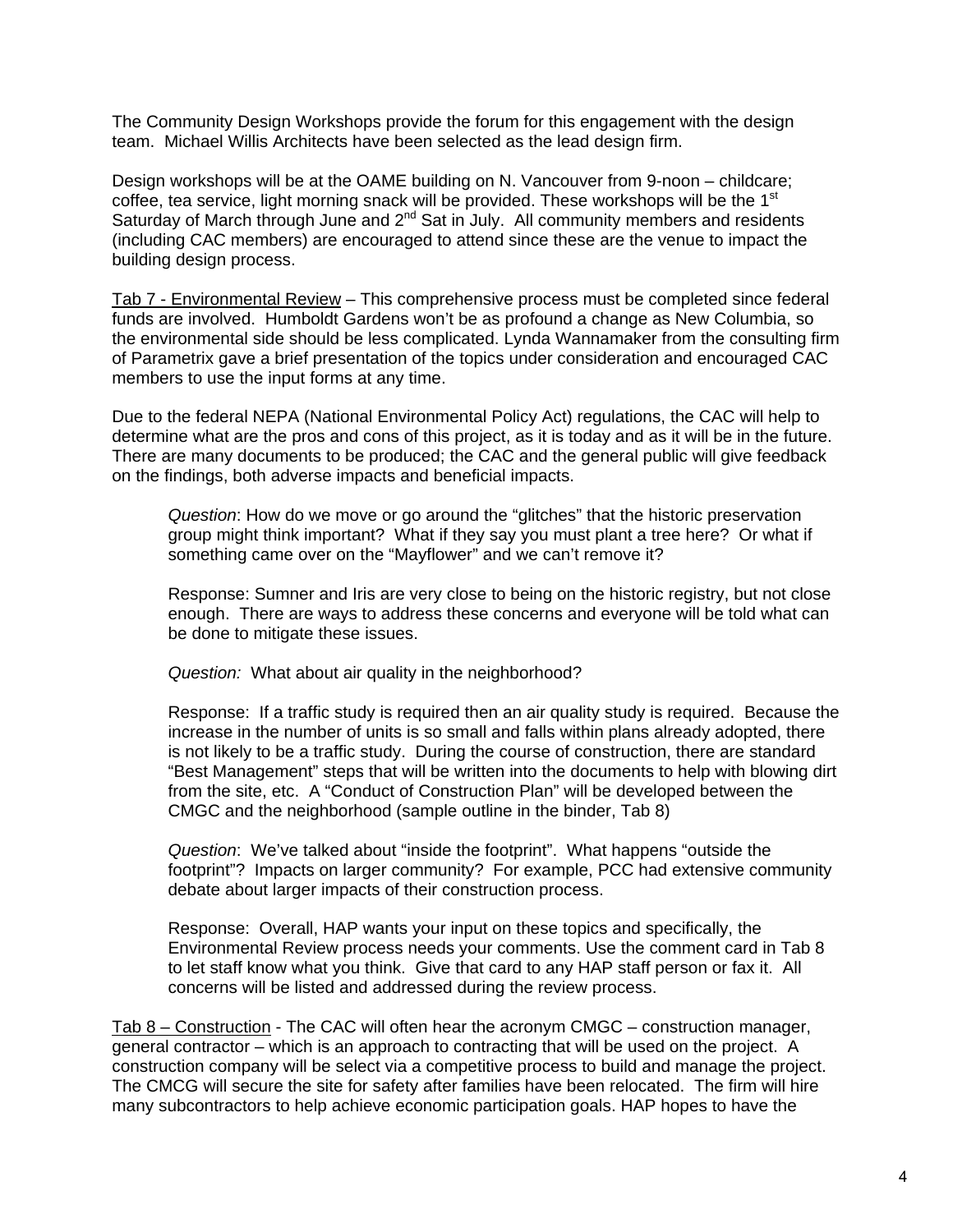The Community Design Workshops provide the forum for this engagement with the design team. Michael Willis Architects have been selected as the lead design firm.

Design workshops will be at the OAME building on N. Vancouver from 9-noon – childcare; coffee, tea service, light morning snack will be provided. These workshops will be the 1st Saturday of March through June and 2nd Sat in July. All community members and residents (including CAC members) are encouraged to attend since these are the venue to impact the building design process.

<u>Tab 7 - Environmental Review</u> – This comprehensive process must be completed since federal funds are involved. Humboldt Gardens won't be as profound a change as New Columbia, so the environmental side should be less complicated. Lynda Wannamaker from the consulting firm of Parametrix gave a brief presentation of the topics under consideration and encouraged CAC members to use the input forms at any time.

Due to the federal NEPA (National Environmental Policy Act) regulations, the CAC will help to determine what are the pros and cons of this project, as it is today and as it will be in the future. There are many documents to be produced; the CAC and the general public will give feedback on the findings, both adverse impacts and beneficial impacts.

> *Question*: How do we move or go around the "glitches" that the historic preservation group might think important? What if they say you must plant a tree here? Or what if something came over on the "Mayflower" and we can't remove it?
>
> Response: Sumner and Iris are very close to being on the historic registry, but not close enough. There are ways to address these concerns and everyone will be told what can be done to mitigate these issues.
>
> *Question:* What about air quality in the neighborhood?
>
> Response: If a traffic study is required then an air quality study is required. Because the increase in the number of units is so small and falls within plans already adopted, there is not likely to be a traffic study. During the course of construction, there are standard "Best Management" steps that will be written into the documents to help with blowing dirt from the site, etc. A "Conduct of Construction Plan" will be developed between the CMGC and the neighborhood (sample outline in the binder, Tab 8)
>
> *Question*: We've talked about "inside the footprint". What happens "outside the footprint"? Impacts on larger community? For example, PCC had extensive community debate about larger impacts of their construction process.
>
> Response: Overall, HAP wants your input on these topics and specifically, the Environmental Review process needs your comments. Use the comment card in Tab 8 to let staff know what you think. Give that card to any HAP staff person or fax it. All concerns will be listed and addressed during the review process.

<u>Tab 8 – Construction</u> - The CAC will often hear the acronym CMGC – construction manager, general contractor – which is an approach to contracting that will be used on the project. A construction company will be select via a competitive process to build and manage the project. The CMCG will secure the site for safety after families have been relocated. The firm will hire many subcontractors to help achieve economic participation goals. HAP hopes to have the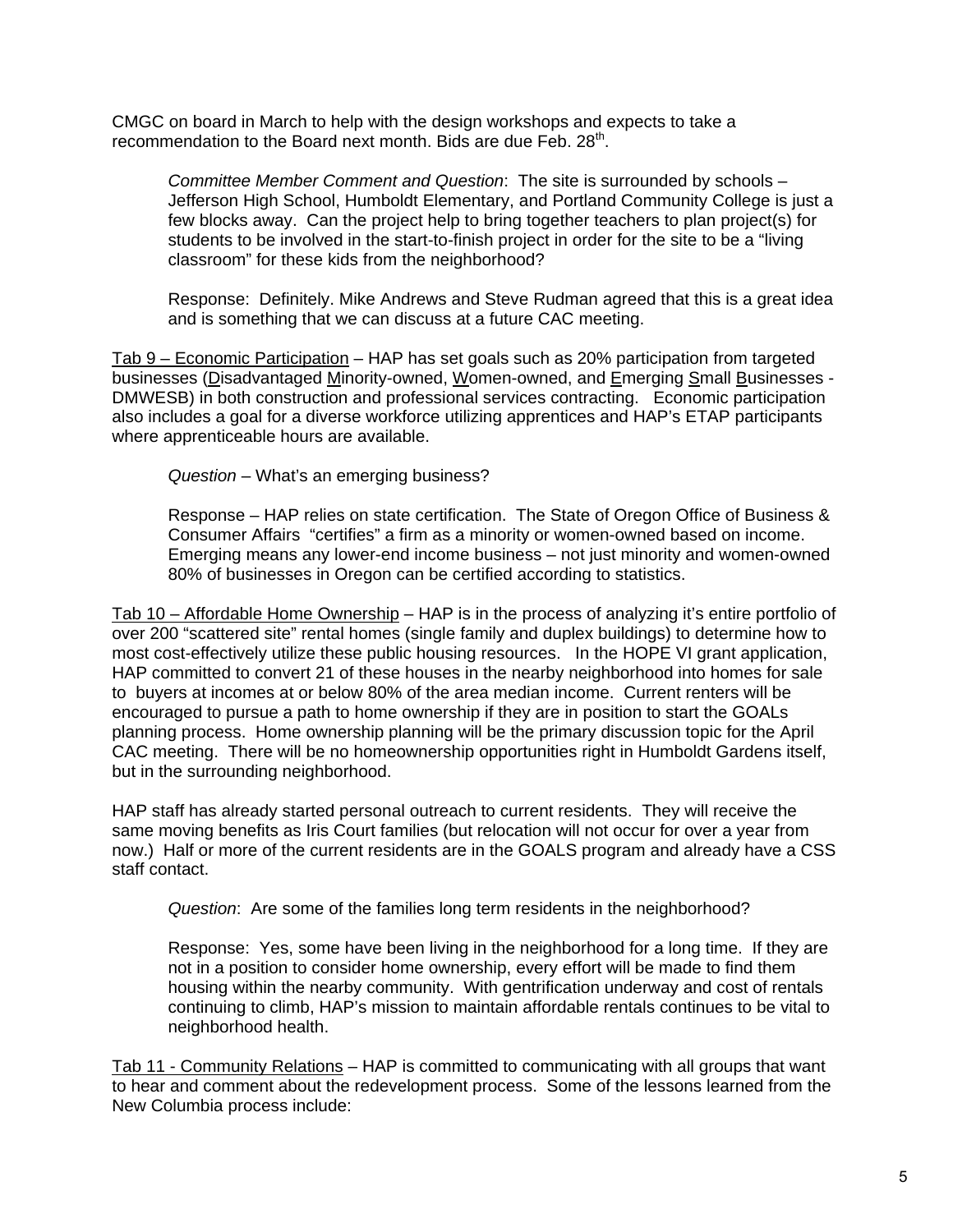CMGC on board in March to help with the design workshops and expects to take a recommendation to the Board next month. Bids are due Feb. 28th.

> *Committee Member Comment and Question*: The site is surrounded by schools – Jefferson High School, Humboldt Elementary, and Portland Community College is just a few blocks away. Can the project help to bring together teachers to plan project(s) for students to be involved in the start-to-finish project in order for the site to be a "living classroom" for these kids from the neighborhood?
>
> Response: Definitely. Mike Andrews and Steve Rudman agreed that this is a great idea and is something that we can discuss at a future CAC meeting.

Tab 9 – Economic Participation – HAP has set goals such as 20% participation from targeted businesses (Disadvantaged Minority-owned, Women-owned, and Emerging Small Businesses - DMWESB) in both construction and professional services contracting. Economic participation also includes a goal for a diverse workforce utilizing apprentices and HAP's ETAP participants where apprenticeable hours are available.

> *Question* – What's an emerging business?
>
> Response – HAP relies on state certification. The State of Oregon Office of Business & Consumer Affairs "certifies" a firm as a minority or women-owned based on income. Emerging means any lower-end income business – not just minority and women-owned 80% of businesses in Oregon can be certified according to statistics.

Tab 10 – Affordable Home Ownership – HAP is in the process of analyzing it's entire portfolio of over 200 "scattered site" rental homes (single family and duplex buildings) to determine how to most cost-effectively utilize these public housing resources. In the HOPE VI grant application, HAP committed to convert 21 of these houses in the nearby neighborhood into homes for sale to buyers at incomes at or below 80% of the area median income. Current renters will be encouraged to pursue a path to home ownership if they are in position to start the GOALs planning process. Home ownership planning will be the primary discussion topic for the April CAC meeting. There will be no homeownership opportunities right in Humboldt Gardens itself, but in the surrounding neighborhood.

HAP staff has already started personal outreach to current residents. They will receive the same moving benefits as Iris Court families (but relocation will not occur for over a year from now.) Half or more of the current residents are in the GOALS program and already have a CSS staff contact.

> *Question*: Are some of the families long term residents in the neighborhood?
>
> Response: Yes, some have been living in the neighborhood for a long time. If they are not in a position to consider home ownership, every effort will be made to find them housing within the nearby community. With gentrification underway and cost of rentals continuing to climb, HAP's mission to maintain affordable rentals continues to be vital to neighborhood health.

Tab 11 - Community Relations – HAP is committed to communicating with all groups that want to hear and comment about the redevelopment process. Some of the lessons learned from the New Columbia process include: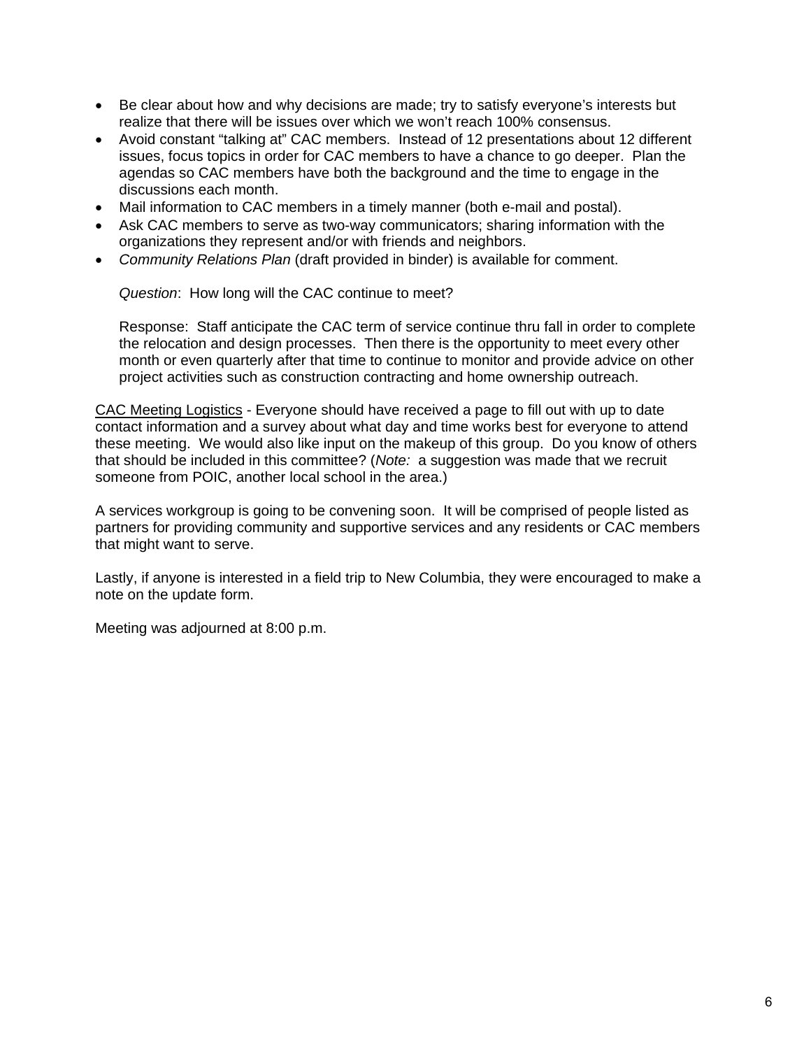- Be clear about how and why decisions are made; try to satisfy everyone's interests but realize that there will be issues over which we won't reach 100% consensus.
- Avoid constant "talking at" CAC members. Instead of 12 presentations about 12 different issues, focus topics in order for CAC members to have a chance to go deeper. Plan the agendas so CAC members have both the background and the time to engage in the discussions each month.
- Mail information to CAC members in a timely manner (both e-mail and postal).
- Ask CAC members to serve as two-way communicators; sharing information with the organizations they represent and/or with friends and neighbors.
- *Community Relations Plan* (draft provided in binder) is available for comment.

  *Question*: How long will the CAC continue to meet?

  Response: Staff anticipate the CAC term of service continue thru fall in order to complete the relocation and design processes. Then there is the opportunity to meet every other month or even quarterly after that time to continue to monitor and provide advice on other project activities such as construction contracting and home ownership outreach.

<u>CAC Meeting Logistics</u> - Everyone should have received a page to fill out with up to date contact information and a survey about what day and time works best for everyone to attend these meeting. We would also like input on the makeup of this group. Do you know of others that should be included in this committee? (*Note:* a suggestion was made that we recruit someone from POIC, another local school in the area.)

A services workgroup is going to be convening soon. It will be comprised of people listed as partners for providing community and supportive services and any residents or CAC members that might want to serve.

Lastly, if anyone is interested in a field trip to New Columbia, they were encouraged to make a note on the update form.

Meeting was adjourned at 8:00 p.m.